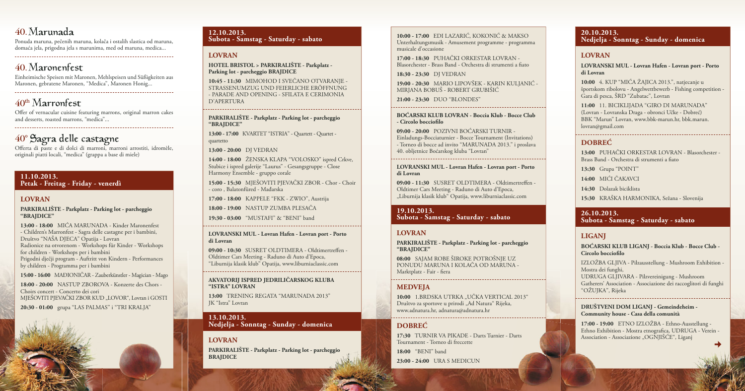# 40. Marunada

Ponuda maruna, pečenih maruna, kolača i ostalih slastica od maruna, domaća jela, prigodna jela s marunima, med od maruna, medica...

# 40. Maronenfest

Einheimische Speisen mit Maronen, Mehlspeisen und Süßigkeiten aus Maronen, gebratene Maronen, "Medica", Maronen Honig...

# 40th Marronfest

Offer of vernacular cuisine featuring marrons, original marron cakes and desserts, roasted marrons, "medica"...

# 40° Sagra delle castagne

Offerta di paste e di dolci di marroni, marroni arrostiti, idromèle, originali piatti locali, "medica" (grappa a base di miele)

## 11.10.2013.
## Petak - Freitag - Friday - venerdì

### LOVRAN

**PARKIRALIŠTE - Parkplatz - Parking lot - parcheggio "BRAJDICE"**

**13:00 - 18:00** MIĆA MARUNADA - Kinder Maronenfest - Children's Marronfest - Sagra delle castagne per i bambini, Društvo "NAŠA DJECA" Opatija - Lovran
Radionice na otvorenom - Workshops für Kinder - Workshops for children - Workshops per i bambini
Prigodni dječji program - Auftritt von Kindern - Performances by children - Programma per i bambini

**15:00 - 16:00** MAĐIONIČAR - Zauberkünstler - Magician - Mago

**18:00 - 20:00** NASTUP ZBOROVA - Konzerte des Chors - Choirs concert - Concerto dei cori
MJEŠOVITI PJEVAČKI ZBOR KUD „LOVOR", Lovran i GOSTI

**20:30 - 01:00** grupa "LAS PALMAS" i "TRI KRALJA"

## 12.10.2013.
## Subota - Samstag - Saturday - sabato

### LOVRAN

**HOTEL BRISTOL > PARKIRALIŠTE - Parkplatz - Parking lot - parcheggio BRAJDICE**

**10:45 - 11:30** MIMOHOD I SVEČANO OTVARANJE - STRASSENUMZUG UND FEIERLICHE ERÖFFNUNG - PARADE AND OPENING - SFILATA E CERIMONIA D'APERTURA

**PARKIRALIŠTE - Parkplatz - Parking lot - parcheggio "BRAJDICE"**

**13:00 - 17:00** KVARTET "ISTRIA" - Quartett - Quartet - quartetto

**13:00 - 20:00** DJ VEDRAN

**14:00 - 18:00** ŽENSKA KLAPA "VOLOSKO" ispred Crkve, Stubice i ispred galerije "Laurus" - Gesangsgruppe - Close Harmony Ensemble - gruppo corale

**15:00 - 15:30** MJEŠOVITI PJEVAČKI ZBOR - Chor - Choir - coro , Balatonfüred - Mađarska

**17:00 - 18:00** KAPPELE "FKK - ZWIO", Austrija

**18:00 - 19:00** NASTUP ZUMBA PLESAČA

**19:30 - 03:00** "MUSTAFI" & "BENI" band

**LOVRANSKI MUL - Lovran Hafen - Lovran port - Porto di Lovran**

**09:00 - 10:30** SUSRET OLDTIMERA - Oldtimertreffen - Oldtimer Cars Meeting - Raduno di Auto d'Epoca, "Liburnija klasik klub" Opatija, www.liburniaclassic.com

**AKVATORIJ ISPRED JEDRILIČARSKOG KLUBA "ISTRA" LOVRAN**

**13:00** TRENING REGATA "MARUNADA 2013" JK "Istra" Lovran

## 13.10.2013.
## Nedjelja - Sonntag - Sunday - domenica

### LOVRAN

**PARKIRALIŠTE - Parkplatz - Parking lot - parcheggio BRAJDICE**

**10:00 - 17:00** EDI LAZARIĆ, KOKONIĆ & MAKSO Unterhaltungsmusik - Amusement programme - programma musicale d'occasione

**17:00 - 18:30** PUHAČKI ORKESTAR LOVRAN - Blasorchester - Brass Band - Orchestra di strumenti a fiato

**18:30 - 23:30** DJ VEDRAN

**19:00 - 20:30** MARIO LIPOVŠEK - KARIN KULJANIĆ - MIRJANA BOBUŠ - ROBERT GRUBIŠIĆ

**21:00 - 23:30** DUO "BLONDES"

**BOĆARSKI KLUB LOVRAN - Boccia Klub - Bocce Club - Circolo bocciofilo**

**09:00 - 20:00** POZIVNI BOĆARSKI TURNIR - Einladungs-Bocciaturnier - Bocce Tournament (Invitations) - Torneo di bocce ad invito "MARUNADA 2013." i proslava 40. obljetnice Boćarskog kluba "Lovran"

**LOVRANSKI MUL - Lovran Hafen - Lovran port - Porto di Lovran**

**09:00 - 11:30** SUSRET OLDTIMERA - Oldtimertreffen - Oldtimer Cars Meeting - Raduno di Auto d'Epoca, „Liburnija klasik klub" Opatija, www.liburniaclassic.com

## 19.10.2013.
## Subota - Samstag - Saturday - sabato

### LOVRAN

**PARKIRALIŠTE - Parkplatz - Parking lot - parcheggio "BRAJDICE"**

**08:00** SAJAM ROBE ŠIROKE POTROŠNJE UZ PONUDU MARUNA I KOLAČA OD MARUNA - Marktplatz - Fair - fiera

### MEDVEJA

**10:00** 1.BRDSKA UTRKA „UČKA VERTICAL 2013" Društvo za sportove u prirodi „Ad Natura" Rijeka, www.adnatura.hr, adnatura@adnatura.hr

### DOBREĆ

**17:30** TURNIR VA PIKADE - Darts Turnier - Darts Tournament - Torneo di freccette

**18:00** "BENI" band

**23:00 - 24:00** URA S MEDICUN

## 20.10.2013.
## Nedjelja - Sonntag - Sunday - domenica

### LOVRAN

**LOVRANSKI MUL - Lovran Hafen - Lovran port - Porto di Lovran**

**10:00** 4. KUP "MIĆA ŽAJICA 2013.", natjecanje u športskom ribolovu - Angelwettbewerb - Fishing competition - Gara di pesca, ŠRD "Zubatac", Lovran

**11:00** 11. BICIKLIJADA "GIRO DI MARUNADA" (Lovran - Lovranska Draga - obronci Učke - Dobreć) BBK "Marun" Lovran, www.bbk-marun.hr, bbk.marun.lovran@gmail.com

### DOBREĆ

**13:00** PUHAČKI ORKESTAR LOVRAN - Blasorchester - Brass Band - Orchestra di strumenti a fiato

**13:30** Grupa "POINT"

**14:00** MIĆI ČAKAVCI

**14:30** Dolazak biciklista

**15:30** KRAŠKA HARMONIKA, Sežana - Slovenija

## 26.10.2013.
## Subota - Samstag - Saturday - sabato

### LIGANJ

**BOĆARSKI KLUB LIGANJ - Boccia Klub - Bocce Club - Circolo bocciofilo**

IZLOŽBA GLJIVA - Pilzausstellung - Mushroom Exhibition - Mostra dei funghi,
UDRUGA GLJIVARA - Pilzvereinigung - Mushroom Gatherers' Association - Associazione dei raccoglitori di funghi "OŽUJKA", Rijeka

**DRUŠTVENI DOM LIGANJ - Gemeindeheim - Community house - Casa della comunità**

**17:00 - 19:00** ETNO IZLOŽBA - Ethno-Ausstellung - Ethno Exhibition - Mostra etnografica, UDRUGA - Verein - Association - Associazione „OGNJIŠĆE", Liganj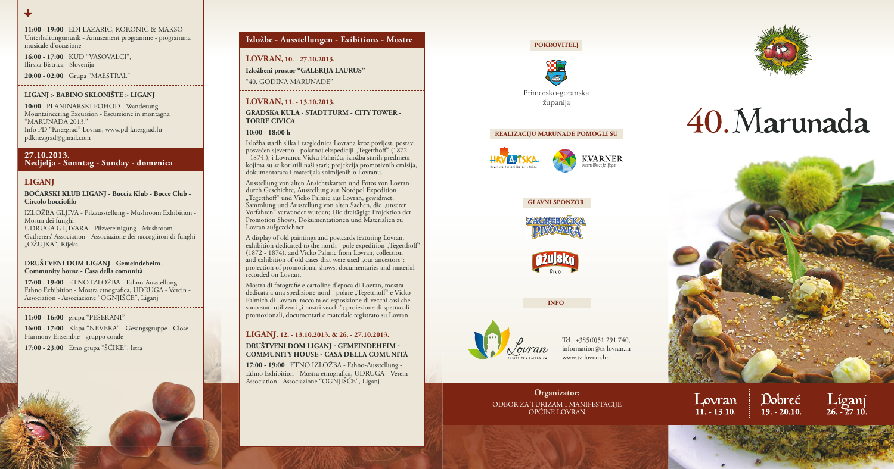**11:00 - 19:00** EDI LAZARIĆ, KOKONIĆ & MAKSO
Unterhaltungsmusik - Amusement programme - programma musicale d'occasione

**16:00 - 17:00** KUD "VASOVALCI", Ilirska Bistrica - Slovenija

**20:00 - 02:00** Grupa "MAESTRAL"

**LIGANJ > BABINO SKLONIŠTE > LIGANJ**

**10:00** PLANINARSKI POHOD - Wanderung - Mountaineering Excursion - Escursione in montagna "MARUNADA 2013."
Info PD "Knezgrad" Lovran, www.pd-knezgrad.hr
pdknezgrad@gmail.com

## 27.10.2013.
## Nedjelja - Sonntag - Sunday - domenica

### LIGANJ

**BOĆARSKI KLUB LIGANJ - Boccia Klub - Bocce Club - Circolo bocciofilo**

IZLOŽBA GLJIVA - Pilzausstellung - Mushroom Exhibition - Mostra dei funghi
UDRUGA GLJIVARA - Pilzvereinigung - Mushroom Gatherers' Association - Associazione dei raccoglitori di funghi „OŽUJKA", Rijeka

**DRUŠTVENI DOM LIGANJ - Gemeindeheim - Community house - Casa della comunità**

**17:00 - 19:00** ETNO IZLOŽBA - Ethno-Ausstellung - Ethno Exhibition - Mostra etnografica, UDRUGA - Verein - Association - Associazione "OGNJIŠĆE", Liganj

**11:00 - 16:00** grupa "PEŠEKANI"

**16:00 - 17:00** Klapa "NEVERA" - Gesangsgruppe - Close Harmony Ensemble - gruppo corale

**17:00 - 23:00** Etno grupa "ŠĆIKE", Istra

## Izložbe - Ausstellungen - Exibitions - Mostre

**LOVRAN, 10. - 27.10.2013.**

**Izložbeni prostor "GALERIJA LAURUS"**

"40. GODINA MARUNADE"

**LOVRAN, 11. - 13.10.2013.**

**GRADSKA KULA - STADTTURM - CITY TOWER - TORRE CIVICA**

**10:00 - 18:00 h**

Izložba starih slika i razglednica Lovrana kroz povijest, postav posvećen sjeverno - polarnoj ekspediciji „Tegetthoff" (1872. - 1874.), i Lovrancu Vicku Palmiću, izložba starih predmeta kojima su se koristili naši stari; projekcija promotivnih emisija, dokumentaraca i materijala snimljenih o Lovranu.

Ausstellung von alten Ansichtskarten und Fotos von Lovran durch Geschichte, Ausstellung zur Nordpol Expedition „Tegetthoff" und Vicko Palmic aus Lovran, gewidmet; Sammlung und Ausstellung von alten Sachen, die „unserer Vorfahren" verwendet wurden; Die dreitägige Projektion der Promotion Shows, Dokumentationen und Materialien zu Lovran aufgezeichnet.

A display of old paintings and postcards featuring Lovran, exhibition dedicated to the north - pole expedition „Tegetthoff" (1872 - 1874), and Vicko Palmic from Lovran, collection and exhibition of old cases that were used „our ancestors"; projection of promotional shows, documentaries and material recorded on Lovran.

Mostra di fotografie e cartoline d'epoca di Lovran, mostra dedicata a una spedizione nord - polare „Tegetthoff" e Vicko Palmich di Lovran; raccolta ed esposizione di vecchi casi che sono stati utilizzati „i nostri vecchi"; proiezione di spettacoli promozionali, documentari e materiale registrato su Lovran.

**LIGANJ, 12. - 13.10.2013. & 26. - 27.10.2013.**

**DRUŠTVENI DOM LIGANJ - GEMEINDEHEIM - COMMUNITY HOUSE - CASA DELLA COMUNITÀ**

**17:00 - 19:00** ETNO IZLOŽBA - Ethno-Ausstellung - Ethno Exhibition - Mostra etnografica, UDRUGA - Verein - Association - Associazione "OGNJIŠĆE", Liganj

**POKROVITELJ**

Primorsko-goranska županija

**REALIZACIJU MARUNADE POMOGLI SU**

HRVATSKA Hrvatska turistička zajednica

KVARNER Raznolikost je lijepa

**GLAVNI SPONZOR**

ZAGREBAČKA PIVOVARA

Ožujsko Pivo

**INFO**

Lovran Turistička zajednica

Tel.: +385(0)51 291 740,
information@tz-lovran.hr
www.tz-lovran.hr

**Organizator:**
ODBOR ZA TURIZAM I MANIFESTACIJE OPĆINE LOVRAN

# 40. Marunada

Lovran **11. - 13.10.**

Dobreć **19. - 20.10.**

Liganj **26. - 27.10.**